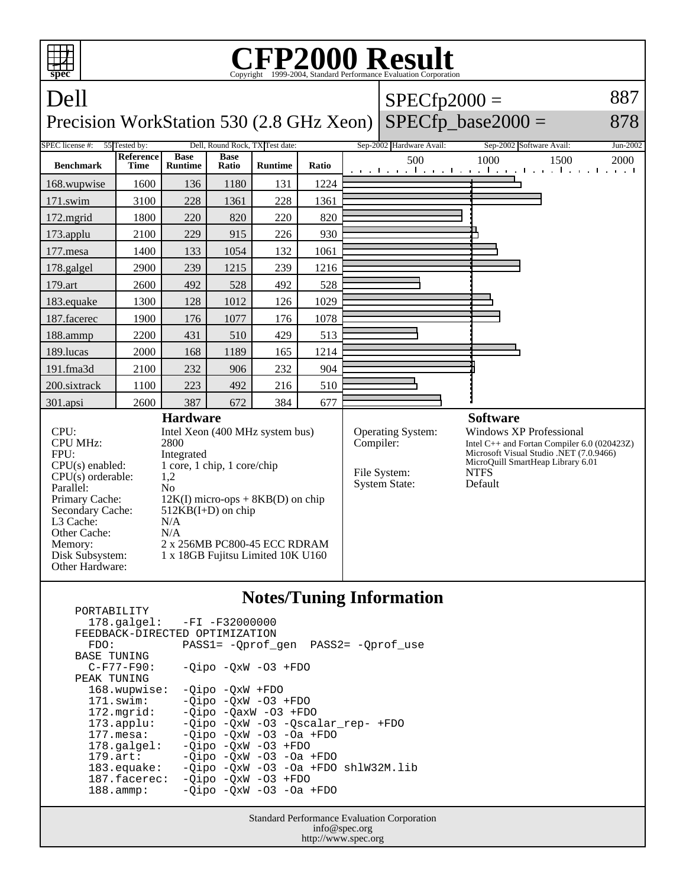# CFP2000 Result

Copyright 1999-2004, Standard Performance Evaluation Corporation

## Dell
Precision WorkStation 530 (2.8 GHz Xeon)

SPECfp2000 = 887

SPECfp_base2000 = 878

| SPEC license #: | 55 | Tested by: | Dell, Round Rock, TX | Test date: | Sep-2002 | Hardware Avail: | Sep-2002 | Software Avail: | Jun-2002 |
|---|---|---|---|---|---|---|---|---|---|

| Benchmark | Reference Time | Base Runtime | Base Ratio | Runtime | Ratio |
|---|---|---|---|---|---|
| 168.wupwise | 1600 | 136 | 1180 | 131 | 1224 |
| 171.swim | 3100 | 228 | 1361 | 228 | 1361 |
| 172.mgrid | 1800 | 220 | 820 | 220 | 820 |
| 173.applu | 2100 | 229 | 915 | 226 | 930 |
| 177.mesa | 1400 | 133 | 1054 | 132 | 1061 |
| 178.galgel | 2900 | 239 | 1215 | 239 | 1216 |
| 179.art | 2600 | 492 | 528 | 492 | 528 |
| 183.equake | 1300 | 128 | 1012 | 126 | 1029 |
| 187.facerec | 1900 | 176 | 1077 | 176 | 1078 |
| 188.ammp | 2200 | 431 | 510 | 429 | 513 |
| 189.lucas | 2000 | 168 | 1189 | 165 | 1214 |
| 191.fma3d | 2100 | 232 | 906 | 232 | 904 |
| 200.sixtrack | 1100 | 223 | 492 | 216 | 510 |
| 301.apsi | 2600 | 387 | 672 | 384 | 677 |

### Hardware

| | |
|---|---|
| CPU: | Intel Xeon (400 MHz system bus) |
| CPU MHz: | 2800 |
| FPU: | Integrated |
| CPU(s) enabled: | 1 core, 1 chip, 1 core/chip |
| CPU(s) orderable: | 1,2 |
| Parallel: | No |
| Primary Cache: | 12K(I) micro-ops + 8KB(D) on chip |
| Secondary Cache: | 512KB(I+D) on chip |
| L3 Cache: | N/A |
| Other Cache: | N/A |
| Memory: | 2 x 256MB PC800-45 ECC RDRAM |
| Disk Subsystem: | 1 x 18GB Fujitsu Limited 10K U160 |
| Other Hardware: | |

### Software

| | |
|---|---|
| Operating System: | Windows XP Professional |
| Compiler: | Intel C++ and Fortan Compiler 6.0 (020423Z) Microsoft Visual Studio .NET (7.0.9466) MicroQuill SmartHeap Library 6.01 |
| File System: | NTFS |
| System State: | Default |

### Notes/Tuning Information

```
PORTABILITY
  178.galgel:   -FI -F32000000
FEEDBACK-DIRECTED OPTIMIZATION
  FDO:          PASS1= -Qprof_gen  PASS2= -Qprof_use
BASE TUNING
  C-F77-F90:    -Qipo -QxW -O3 +FDO
PEAK TUNING
  168.wupwise:  -Qipo -QxW +FDO
  171.swim:     -Qipo -QxW -O3 +FDO
  172.mgrid:    -Qipo -QaxW -O3 +FDO
  173.applu:    -Qipo -QxW -O3 -Qscalar_rep- +FDO
  177.mesa:     -Qipo -QxW -O3 -Oa +FDO
  178.galgel:   -Qipo -QxW -O3 +FDO
  179.art:      -Qipo -QxW -O3 -Oa +FDO
  183.equake:   -Qipo -QxW -O3 -Oa +FDO shlW32M.lib
  187.facerec:  -Qipo -QxW -O3 +FDO
  188.ammp:     -Qipo -QxW -O3 -Oa +FDO
```

Standard Performance Evaluation Corporation
info@spec.org
http://www.spec.org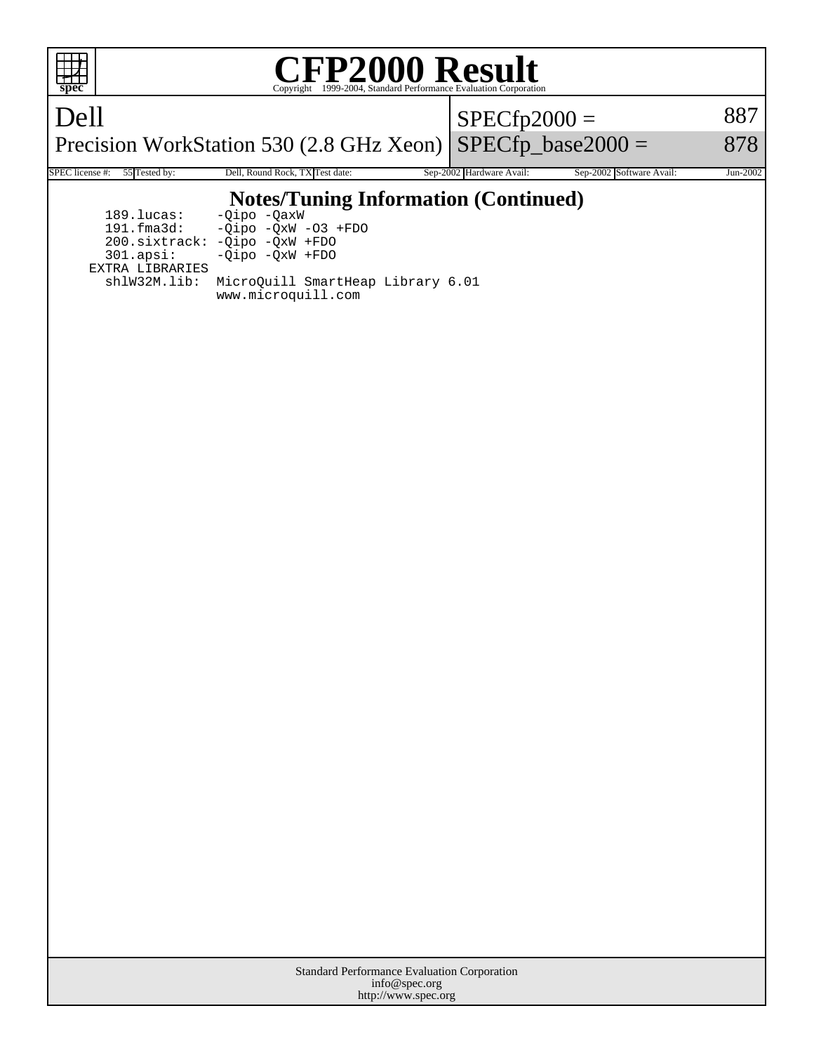# CFP2000 Result

Copyright 1999-2004, Standard Performance Evaluation Corporation

| | |
|---|---|
| Dell | SPECfp2000 = 887 |
| Precision WorkStation 530 (2.8 GHz Xeon) | SPECfp_base2000 = 878 |

SPEC license #: 55 Tested by: Dell, Round Rock, TX Test date: Sep-2002 Hardware Avail: Sep-2002 Software Avail: Jun-2002

## Notes/Tuning Information (Continued)

```
     189.lucas:    -Qipo -QaxW
     191.fma3d:    -Qipo -QxW -O3 +FDO
     200.sixtrack: -Qipo -QxW +FDO
     301.apsi:     -Qipo -QxW +FDO
   EXTRA LIBRARIES
     shlW32M.lib:  MicroQuill SmartHeap Library 6.01
                   www.microquill.com
```

Standard Performance Evaluation Corporation
info@spec.org
http://www.spec.org